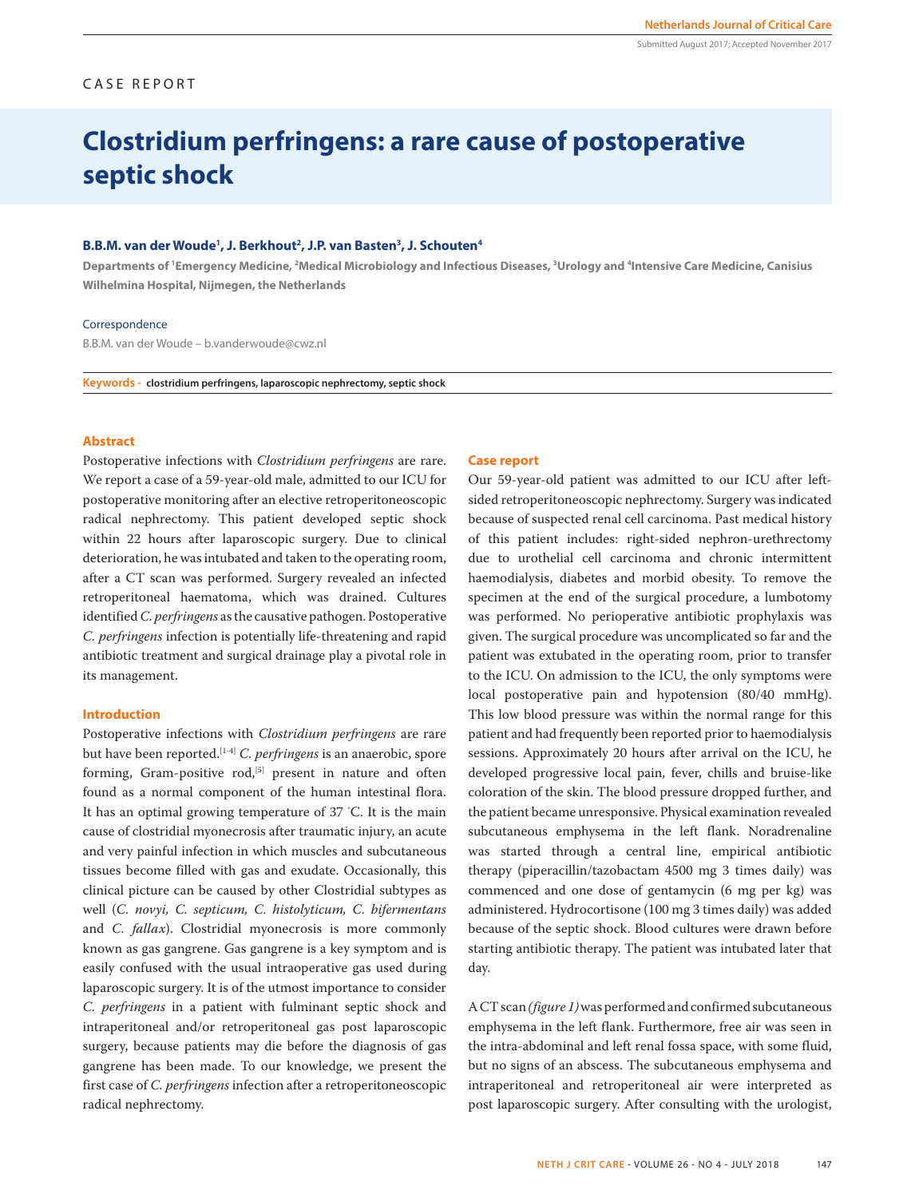CASE REPORT

# Clostridium perfringens: a rare cause of postoperative septic shock

**B.B.M. van der Woude[1], J. Berkhout[2], J.P. van Basten[3], J. Schouten[4]**

**Departments of [1]Emergency Medicine, [2]Medical Microbiology and Infectious Diseases, [3]Urology and [4]Intensive Care Medicine, Canisius Wilhelmina Hospital, Nijmegen, the Netherlands**

Correspondence

B.B.M. van der Woude – b.vanderwoude@cwz.nl

**Keywords - clostridium perfringens, laparoscopic nephrectomy, septic shock**

## Abstract

Postoperative infections with *Clostridium perfringens* are rare. We report a case of a 59-year-old male, admitted to our ICU for postoperative monitoring after an elective retroperitoneoscopic radical nephrectomy. This patient developed septic shock within 22 hours after laparoscopic surgery. Due to clinical deterioration, he was intubated and taken to the operating room, after a CT scan was performed. Surgery revealed an infected retroperitoneal haematoma, which was drained. Cultures identified *C. perfringens* as the causative pathogen. Postoperative *C. perfringens* infection is potentially life-threatening and rapid antibiotic treatment and surgical drainage play a pivotal role in its management.

## Introduction

Postoperative infections with *Clostridium perfringens* are rare but have been reported.[1-4] *C. perfringens* is an anaerobic, spore forming, Gram-positive rod,[5] present in nature and often found as a normal component of the human intestinal flora. It has an optimal growing temperature of 37 °C. It is the main cause of clostridial myonecrosis after traumatic injury, an acute and very painful infection in which muscles and subcutaneous tissues become filled with gas and exudate. Occasionally, this clinical picture can be caused by other Clostridial subtypes as well (*C. novyi, C. septicum, C. histolyticum, C. bifermentans* and *C. fallax*). Clostridial myonecrosis is more commonly known as gas gangrene. Gas gangrene is a key symptom and is easily confused with the usual intraoperative gas used during laparoscopic surgery. It is of the utmost importance to consider *C. perfringens* in a patient with fulminant septic shock and intraperitoneal and/or retroperitoneal gas post laparoscopic surgery, because patients may die before the diagnosis of gas gangrene has been made. To our knowledge, we present the first case of *C. perfringens* infection after a retroperitoneoscopic radical nephrectomy.

## Case report

Our 59-year-old patient was admitted to our ICU after left-sided retroperitoneoscopic nephrectomy. Surgery was indicated because of suspected renal cell carcinoma. Past medical history of this patient includes: right-sided nephron-urethrectomy due to urothelial cell carcinoma and chronic intermittent haemodialysis, diabetes and morbid obesity. To remove the specimen at the end of the surgical procedure, a lumbotomy was performed. No perioperative antibiotic prophylaxis was given. The surgical procedure was uncomplicated so far and the patient was extubated in the operating room, prior to transfer to the ICU. On admission to the ICU, the only symptoms were local postoperative pain and hypotension (80/40 mmHg). This low blood pressure was within the normal range for this patient and had frequently been reported prior to haemodialysis sessions. Approximately 20 hours after arrival on the ICU, he developed progressive local pain, fever, chills and bruise-like coloration of the skin. The blood pressure dropped further, and the patient became unresponsive. Physical examination revealed subcutaneous emphysema in the left flank. Noradrenaline was started through a central line, empirical antibiotic therapy (piperacillin/tazobactam 4500 mg 3 times daily) was commenced and one dose of gentamycin (6 mg per kg) was administered. Hydrocortisone (100 mg 3 times daily) was added because of the septic shock. Blood cultures were drawn before starting antibiotic therapy. The patient was intubated later that day.

A CT scan *(figure 1)* was performed and confirmed subcutaneous emphysema in the left flank. Furthermore, free air was seen in the intra-abdominal and left renal fossa space, with some fluid, but no signs of an abscess. The subcutaneous emphysema and intraperitoneal and retroperitoneal air were interpreted as post laparoscopic surgery. After consulting with the urologist,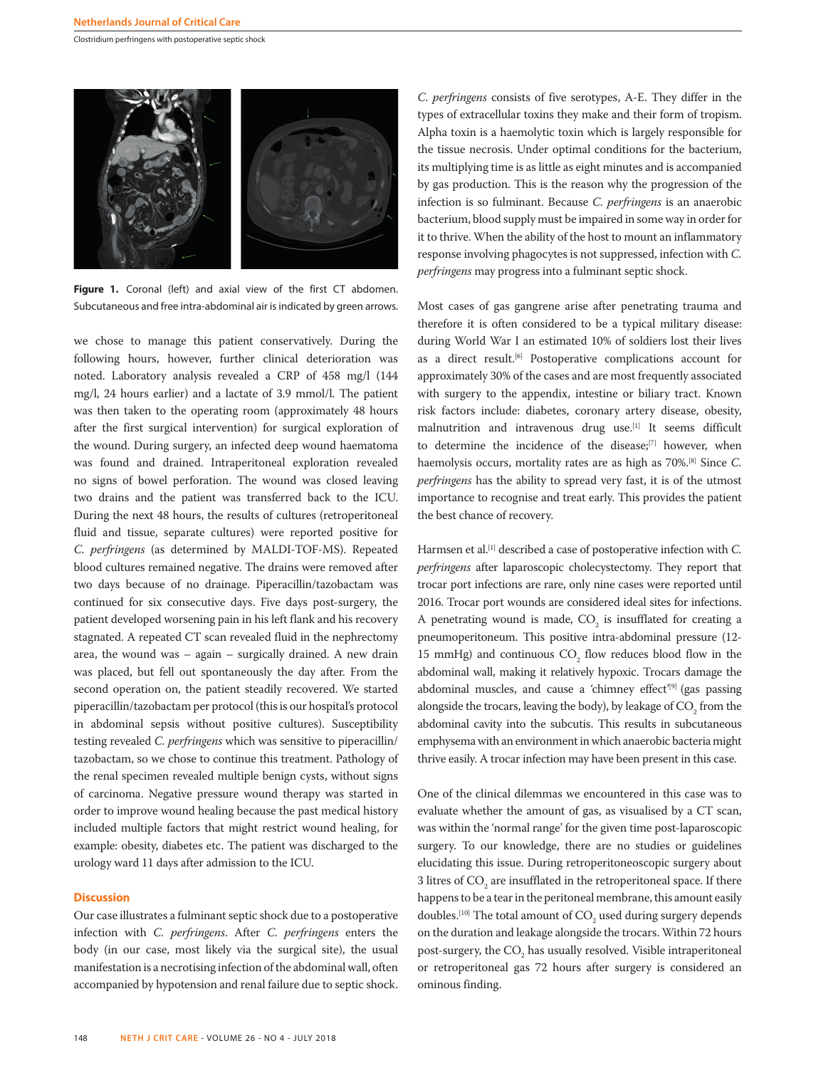**Figure 1.** Coronal (left) and axial view of the first CT abdomen. Subcutaneous and free intra-abdominal air is indicated by green arrows.

we chose to manage this patient conservatively. During the following hours, however, further clinical deterioration was noted. Laboratory analysis revealed a CRP of 458 mg/l (144 mg/l, 24 hours earlier) and a lactate of 3.9 mmol/l. The patient was then taken to the operating room (approximately 48 hours after the first surgical intervention) for surgical exploration of the wound. During surgery, an infected deep wound haematoma was found and drained. Intraperitoneal exploration revealed no signs of bowel perforation. The wound was closed leaving two drains and the patient was transferred back to the ICU. During the next 48 hours, the results of cultures (retroperitoneal fluid and tissue, separate cultures) were reported positive for *C. perfringens* (as determined by MALDI-TOF-MS). Repeated blood cultures remained negative. The drains were removed after two days because of no drainage. Piperacillin/tazobactam was continued for six consecutive days. Five days post-surgery, the patient developed worsening pain in his left flank and his recovery stagnated. A repeated CT scan revealed fluid in the nephrectomy area, the wound was – again – surgically drained. A new drain was placed, but fell out spontaneously the day after. From the second operation on, the patient steadily recovered. We started piperacillin/tazobactam per protocol (this is our hospital's protocol in abdominal sepsis without positive cultures). Susceptibility testing revealed *C. perfringens* which was sensitive to piperacillin/tazobactam, so we chose to continue this treatment. Pathology of the renal specimen revealed multiple benign cysts, without signs of carcinoma. Negative pressure wound therapy was started in order to improve wound healing because the past medical history included multiple factors that might restrict wound healing, for example: obesity, diabetes etc. The patient was discharged to the urology ward 11 days after admission to the ICU.

## Discussion

Our case illustrates a fulminant septic shock due to a postoperative infection with *C. perfringens*. After *C. perfringens* enters the body (in our case, most likely via the surgical site), the usual manifestation is a necrotising infection of the abdominal wall, often accompanied by hypotension and renal failure due to septic shock.

*C. perfringens* consists of five serotypes, A-E. They differ in the types of extracellular toxins they make and their form of tropism. Alpha toxin is a haemolytic toxin which is largely responsible for the tissue necrosis. Under optimal conditions for the bacterium, its multiplying time is as little as eight minutes and is accompanied by gas production. This is the reason why the progression of the infection is so fulminant. Because *C. perfringens* is an anaerobic bacterium, blood supply must be impaired in some way in order for it to thrive. When the ability of the host to mount an inflammatory response involving phagocytes is not suppressed, infection with *C. perfringens* may progress into a fulminant septic shock.

Most cases of gas gangrene arise after penetrating trauma and therefore it is often considered to be a typical military disease: during World War I an estimated 10% of soldiers lost their lives as a direct result.[6] Postoperative complications account for approximately 30% of the cases and are most frequently associated with surgery to the appendix, intestine or biliary tract. Known risk factors include: diabetes, coronary artery disease, obesity, malnutrition and intravenous drug use.[1] It seems difficult to determine the incidence of the disease;[7] however, when haemolysis occurs, mortality rates are as high as 70%.[8] Since *C. perfringens* has the ability to spread very fast, it is of the utmost importance to recognise and treat early. This provides the patient the best chance of recovery.

Harmsen et al.[1] described a case of postoperative infection with *C. perfringens* after laparoscopic cholecystectomy. They report that trocar port infections are rare, only nine cases were reported until 2016. Trocar port wounds are considered ideal sites for infections. A penetrating wound is made, $CO_2$ is insufflated for creating a pneumoperitoneum. This positive intra-abdominal pressure (12-15 mmHg) and continuous $CO_2$ flow reduces blood flow in the abdominal wall, making it relatively hypoxic. Trocars damage the abdominal muscles, and cause a 'chimney effect'[9] (gas passing alongside the trocars, leaving the body), by leakage of $CO_2$ from the abdominal cavity into the subcutis. This results in subcutaneous emphysema with an environment in which anaerobic bacteria might thrive easily. A trocar infection may have been present in this case.

One of the clinical dilemmas we encountered in this case was to evaluate whether the amount of gas, as visualised by a CT scan, was within the 'normal range' for the given time post-laparoscopic surgery. To our knowledge, there are no studies or guidelines elucidating this issue. During retroperitoneoscopic surgery about 3 litres of $CO_2$ are insufflated in the retroperitoneal space. If there happens to be a tear in the peritoneal membrane, this amount easily doubles.[10] The total amount of $CO_2$ used during surgery depends on the duration and leakage alongside the trocars. Within 72 hours post-surgery, the $CO_2$ has usually resolved. Visible intraperitoneal or retroperitoneal gas 72 hours after surgery is considered an ominous finding.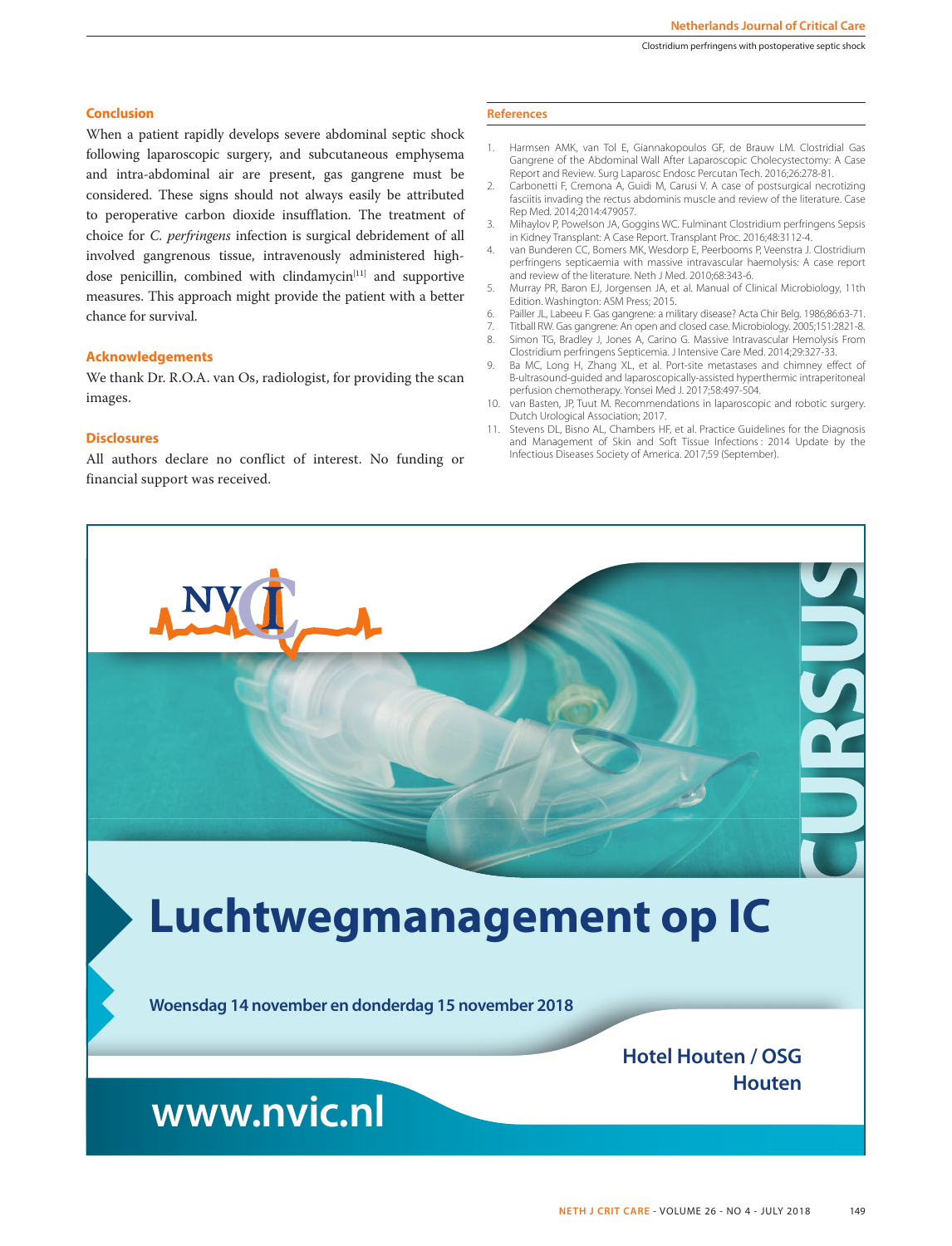## Conclusion

When a patient rapidly develops severe abdominal septic shock following laparoscopic surgery, and subcutaneous emphysema and intra-abdominal air are present, gas gangrene must be considered. These signs should not always easily be attributed to peroperative carbon dioxide insufflation. The treatment of choice for *C. perfringens* infection is surgical debridement of all involved gangrenous tissue, intravenously administered high-dose penicillin, combined with clindamycin[11] and supportive measures. This approach might provide the patient with a better chance for survival.

## Acknowledgements

We thank Dr. R.O.A. van Os, radiologist, for providing the scan images.

## Disclosures

All authors declare no conflict of interest. No funding or financial support was received.

## References

1. Harmsen AMK, van Tol E, Giannakopoulos GF, de Brauw LM. Clostridial Gas Gangrene of the Abdominal Wall After Laparoscopic Cholecystectomy: A Case Report and Review. Surg Laparosc Endosc Percutan Tech. 2016;26:278-81.
2. Carbonetti F, Cremona A, Guidi M, Carusi V. A case of postsurgical necrotizing fasciitis invading the rectus abdominis muscle and review of the literature. Case Rep Med. 2014;2014:479057.
3. Mihaylov P, Powelson JA, Goggins WC. Fulminant Clostridium perfringens Sepsis in Kidney Transplant: A Case Report. Transplant Proc. 2016;48:3112-4.
4. van Bunderen CC, Bomers MK, Wesdorp E, Peerbooms P, Veenstra J. Clostridium perfringens septicaemia with massive intravascular haemolysis: A case report and review of the literature. Neth J Med. 2010;68:343-6.
5. Murray PR, Baron EJ, Jorgensen JA, et al. Manual of Clinical Microbiology, 11th Edition. Washington: ASM Press; 2015.
6. Pailler JL, Labeeu F. Gas gangrene: a military disease? Acta Chir Belg. 1986;86:63-71.
7. Titball RW. Gas gangrene: An open and closed case. Microbiology. 2005;151:2821-8.
8. Simon TG, Bradley J, Jones A, Carino G. Massive Intravascular Hemolysis From Clostridium perfringens Septicemia. J Intensive Care Med. 2014;29:327-33.
9. Ba MC, Long H, Zhang XL, et al. Port-site metastases and chimney effect of B-ultrasound-guided and laparoscopically-assisted hyperthermic intraperitoneal perfusion chemotherapy. Yonsei Med J. 2017;58:497-504.
10. van Basten, JP, Tuut M. Recommendations in laparoscopic and robotic surgery. Dutch Urological Association; 2017.
11. Stevens DL, Bisno AL, Chambers HF, et al. Practice Guidelines for the Diagnosis and Management of Skin and Soft Tissue Infections : 2014 Update by the Infectious Diseases Society of America. 2017;59 (September).

NVIC

CURSUS

Luchtwegmanagement op IC

Woensdag 14 november en donderdag 15 november 2018

Hotel Houten / OSG Houten

www.nvic.nl